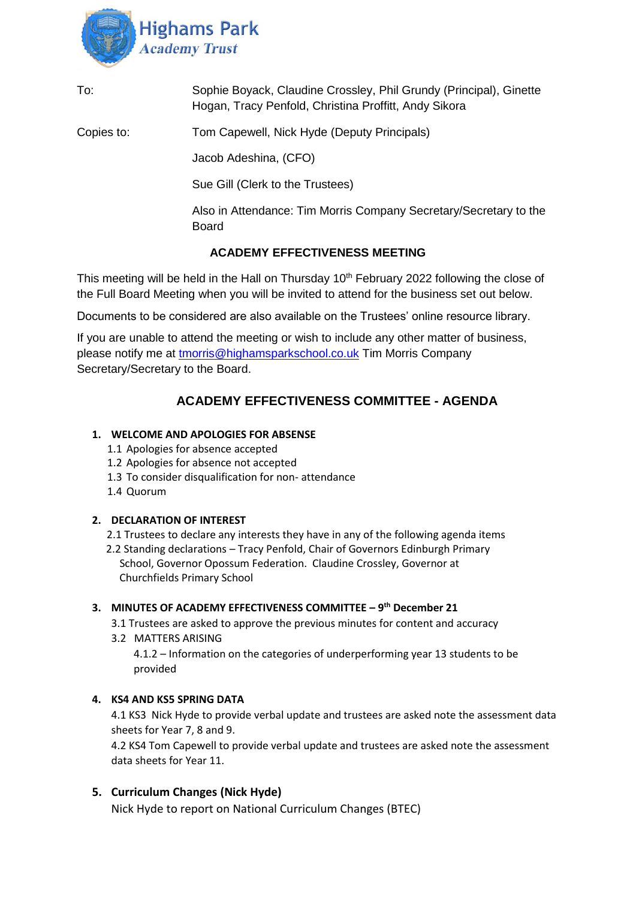Highams Park Academy Trust

To: Sophie Boyack, Claudine Crossley, Phil Grundy (Principal), Ginette Hogan, Tracy Penfold, Christina Proffitt, Andy Sikora

Copies to: Tom Capewell, Nick Hyde (Deputy Principals)

Jacob Adeshina, (CFO)

Sue Gill (Clerk to the Trustees)

Also in Attendance: Tim Morris Company Secretary/Secretary to the Board

**ACADEMY EFFECTIVENESS MEETING**

This meeting will be held in the Hall on Thursday 10th February 2022 following the close of the Full Board Meeting when you will be invited to attend for the business set out below.

Documents to be considered are also available on the Trustees' online resource library.

If you are unable to attend the meeting or wish to include any other matter of business, please notify me at tmorris@highamsparkschool.co.uk Tim Morris Company Secretary/Secretary to the Board.

## ACADEMY EFFECTIVENESS COMMITTEE - AGENDA

1. **WELCOME AND APOLOGIES FOR ABSENSE**
   - 1.1 Apologies for absence accepted
   - 1.2 Apologies for absence not accepted
   - 1.3 To consider disqualification for non- attendance
   - 1.4 Quorum

2. **DECLARATION OF INTEREST**
   - 2.1 Trustees to declare any interests they have in any of the following agenda items
   - 2.2 Standing declarations – Tracy Penfold, Chair of Governors Edinburgh Primary School, Governor Opossum Federation. Claudine Crossley, Governor at Churchfields Primary School

3. **MINUTES OF ACADEMY EFFECTIVENESS COMMITTEE – 9th December 21**
   - 3.1 Trustees are asked to approve the previous minutes for content and accuracy
   - 3.2 MATTERS ARISING
     - 4.1.2 – Information on the categories of underperforming year 13 students to be provided

4. **KS4 AND KS5 SPRING DATA**

   4.1 KS3 Nick Hyde to provide verbal update and trustees are asked note the assessment data sheets for Year 7, 8 and 9.

   4.2 KS4 Tom Capewell to provide verbal update and trustees are asked note the assessment data sheets for Year 11.

5. **Curriculum Changes (Nick Hyde)**

   Nick Hyde to report on National Curriculum Changes (BTEC)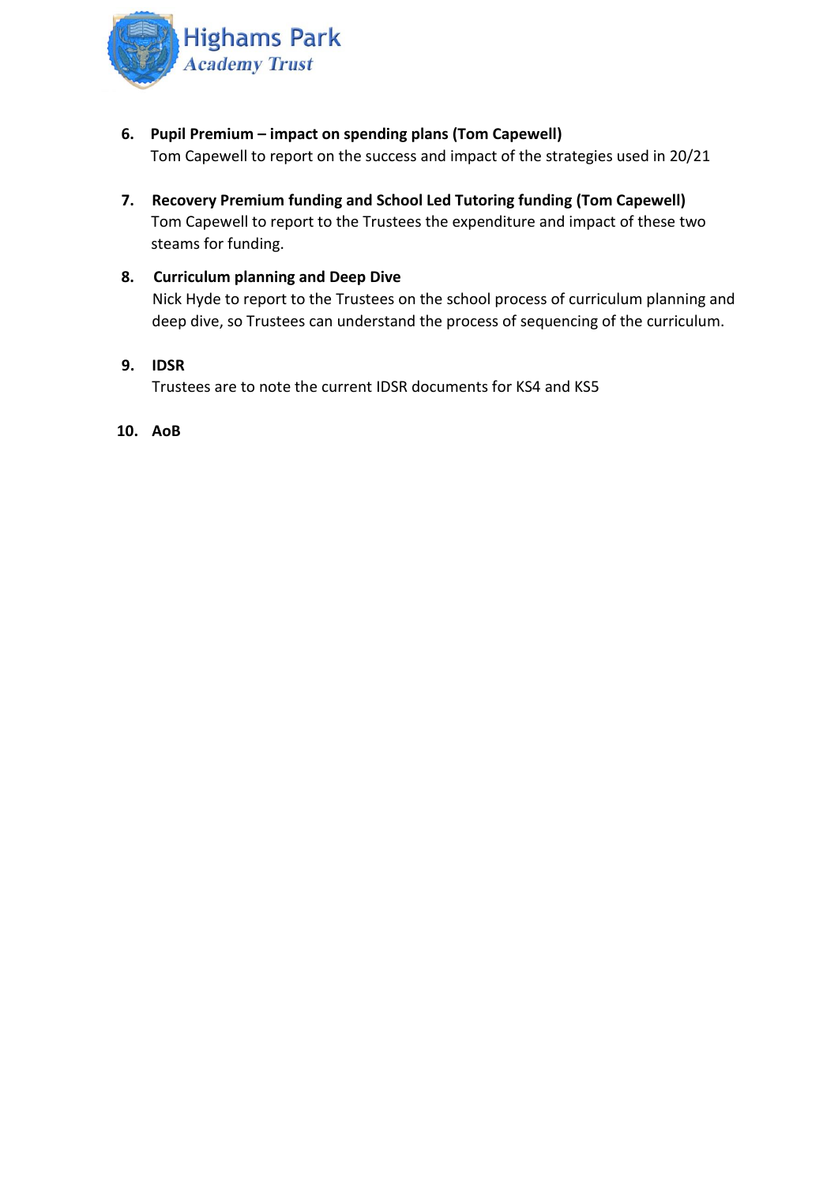6. **Pupil Premium – impact on spending plans (Tom Capewell)**
   Tom Capewell to report on the success and impact of the strategies used in 20/21

7. **Recovery Premium funding and School Led Tutoring funding (Tom Capewell)**
   Tom Capewell to report to the Trustees the expenditure and impact of these two steams for funding.

8. **Curriculum planning and Deep Dive**
   Nick Hyde to report to the Trustees on the school process of curriculum planning and deep dive, so Trustees can understand the process of sequencing of the curriculum.

9. **IDSR**
   Trustees are to note the current IDSR documents for KS4 and KS5

10. **AoB**